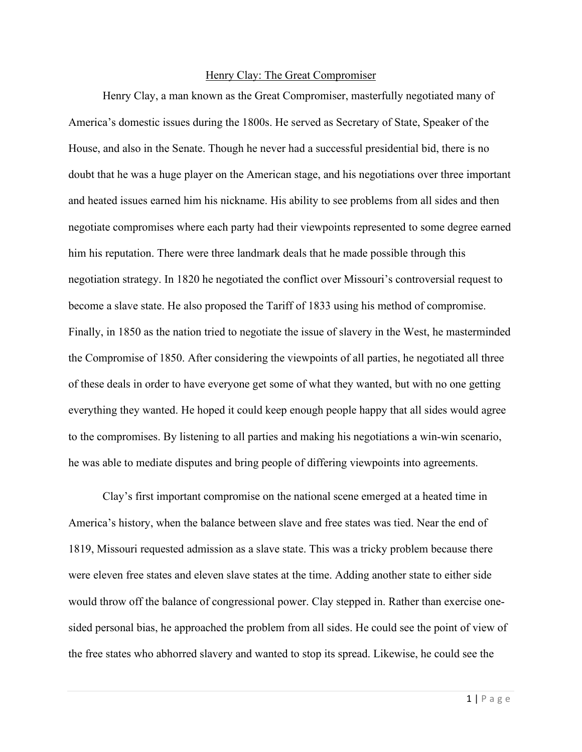# Henry Clay: The Great Compromiser

Henry Clay, a man known as the Great Compromiser, masterfully negotiated many of America's domestic issues during the 1800s. He served as Secretary of State, Speaker of the House, and also in the Senate. Though he never had a successful presidential bid, there is no doubt that he was a huge player on the American stage, and his negotiations over three important and heated issues earned him his nickname. His ability to see problems from all sides and then negotiate compromises where each party had their viewpoints represented to some degree earned him his reputation. There were three landmark deals that he made possible through this negotiation strategy. In 1820 he negotiated the conflict over Missouri's controversial request to become a slave state. He also proposed the Tariff of 1833 using his method of compromise. Finally, in 1850 as the nation tried to negotiate the issue of slavery in the West, he masterminded the Compromise of 1850. After considering the viewpoints of all parties, he negotiated all three of these deals in order to have everyone get some of what they wanted, but with no one getting everything they wanted. He hoped it could keep enough people happy that all sides would agree to the compromises. By listening to all parties and making his negotiations a win-win scenario, he was able to mediate disputes and bring people of differing viewpoints into agreements.

Clay's first important compromise on the national scene emerged at a heated time in America's history, when the balance between slave and free states was tied. Near the end of 1819, Missouri requested admission as a slave state. This was a tricky problem because there were eleven free states and eleven slave states at the time. Adding another state to either side would throw off the balance of congressional power. Clay stepped in. Rather than exercise one-sided personal bias, he approached the problem from all sides. He could see the point of view of the free states who abhorred slavery and wanted to stop its spread. Likewise, he could see the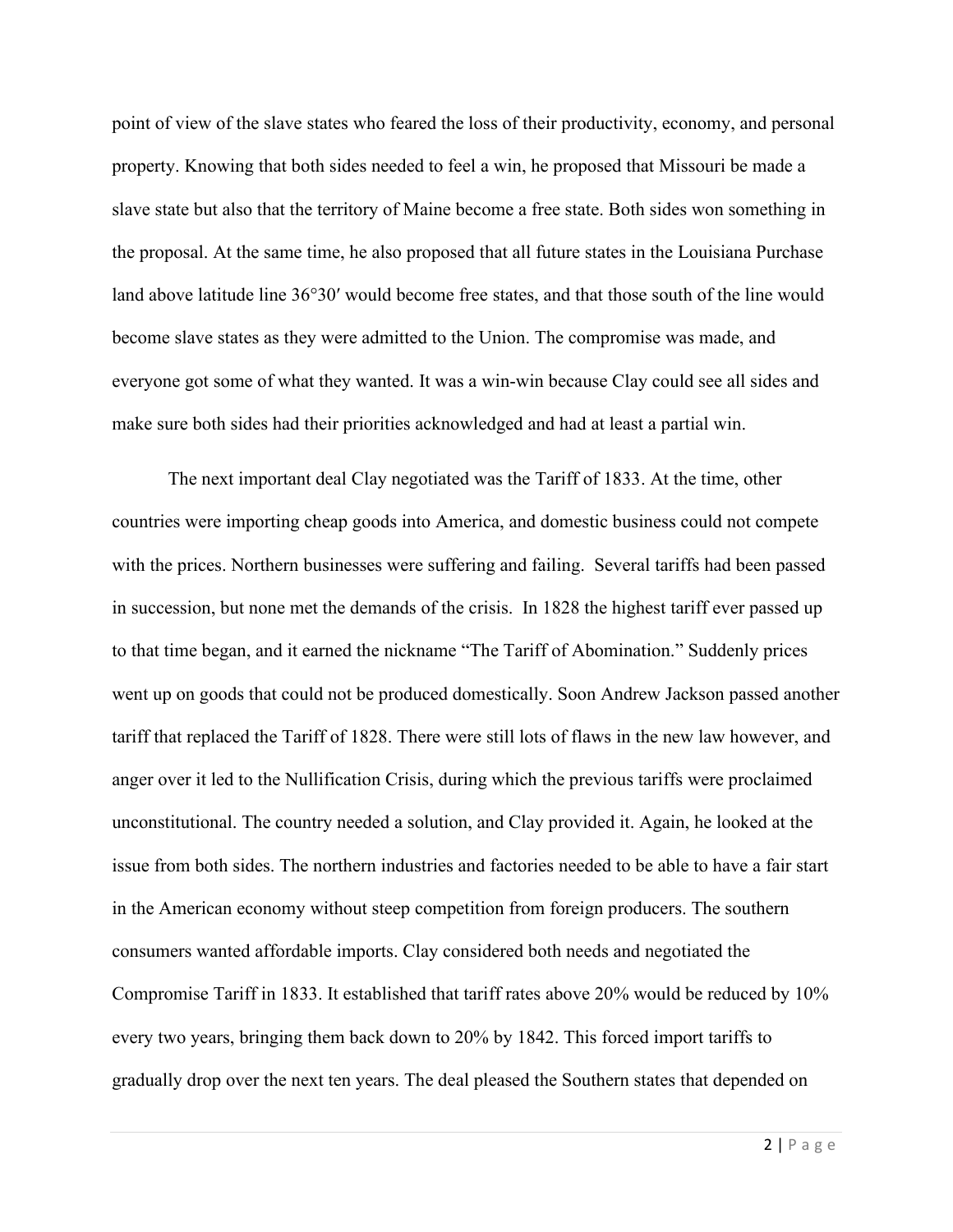point of view of the slave states who feared the loss of their productivity, economy, and personal property. Knowing that both sides needed to feel a win, he proposed that Missouri be made a slave state but also that the territory of Maine become a free state. Both sides won something in the proposal. At the same time, he also proposed that all future states in the Louisiana Purchase land above latitude line 36°30′ would become free states, and that those south of the line would become slave states as they were admitted to the Union. The compromise was made, and everyone got some of what they wanted. It was a win-win because Clay could see all sides and make sure both sides had their priorities acknowledged and had at least a partial win.

The next important deal Clay negotiated was the Tariff of 1833. At the time, other countries were importing cheap goods into America, and domestic business could not compete with the prices. Northern businesses were suffering and failing. Several tariffs had been passed in succession, but none met the demands of the crisis. In 1828 the highest tariff ever passed up to that time began, and it earned the nickname "The Tariff of Abomination." Suddenly prices went up on goods that could not be produced domestically. Soon Andrew Jackson passed another tariff that replaced the Tariff of 1828. There were still lots of flaws in the new law however, and anger over it led to the Nullification Crisis, during which the previous tariffs were proclaimed unconstitutional. The country needed a solution, and Clay provided it. Again, he looked at the issue from both sides. The northern industries and factories needed to be able to have a fair start in the American economy without steep competition from foreign producers. The southern consumers wanted affordable imports. Clay considered both needs and negotiated the Compromise Tariff in 1833. It established that tariff rates above 20% would be reduced by 10% every two years, bringing them back down to 20% by 1842. This forced import tariffs to gradually drop over the next ten years. The deal pleased the Southern states that depended on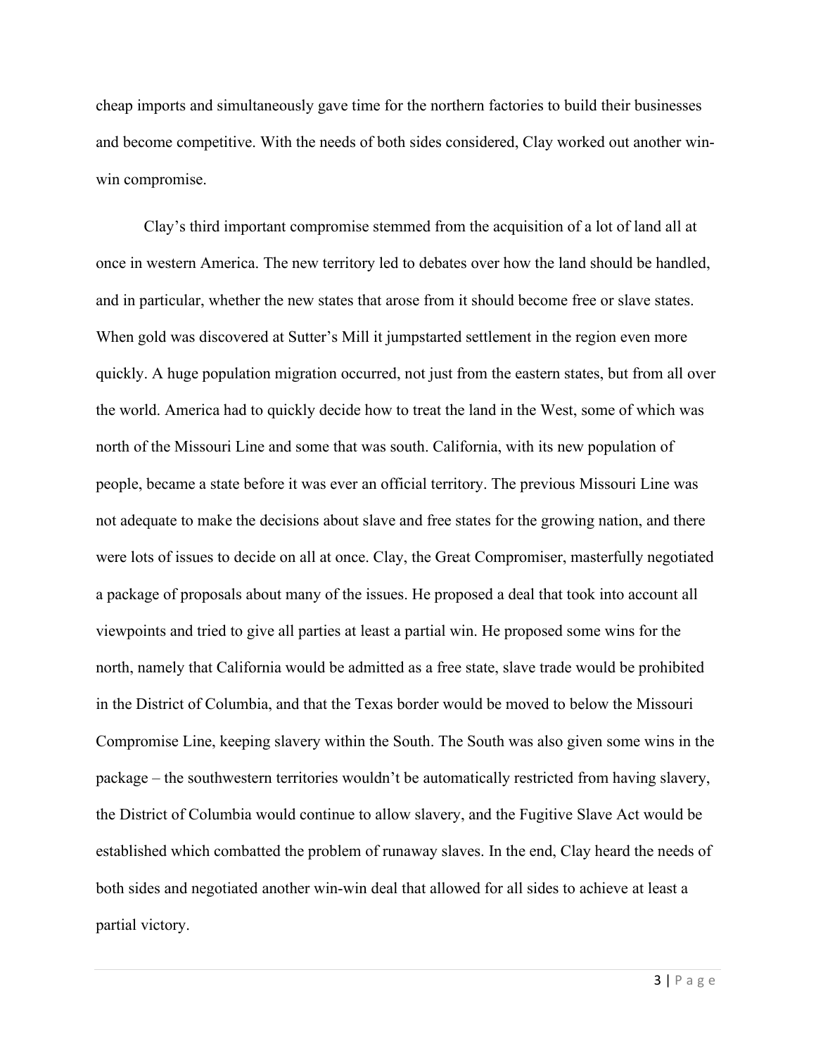cheap imports and simultaneously gave time for the northern factories to build their businesses and become competitive. With the needs of both sides considered, Clay worked out another win-win compromise.

Clay's third important compromise stemmed from the acquisition of a lot of land all at once in western America. The new territory led to debates over how the land should be handled, and in particular, whether the new states that arose from it should become free or slave states. When gold was discovered at Sutter's Mill it jumpstarted settlement in the region even more quickly. A huge population migration occurred, not just from the eastern states, but from all over the world. America had to quickly decide how to treat the land in the West, some of which was north of the Missouri Line and some that was south. California, with its new population of people, became a state before it was ever an official territory. The previous Missouri Line was not adequate to make the decisions about slave and free states for the growing nation, and there were lots of issues to decide on all at once. Clay, the Great Compromiser, masterfully negotiated a package of proposals about many of the issues. He proposed a deal that took into account all viewpoints and tried to give all parties at least a partial win. He proposed some wins for the north, namely that California would be admitted as a free state, slave trade would be prohibited in the District of Columbia, and that the Texas border would be moved to below the Missouri Compromise Line, keeping slavery within the South. The South was also given some wins in the package – the southwestern territories wouldn't be automatically restricted from having slavery, the District of Columbia would continue to allow slavery, and the Fugitive Slave Act would be established which combatted the problem of runaway slaves. In the end, Clay heard the needs of both sides and negotiated another win-win deal that allowed for all sides to achieve at least a partial victory.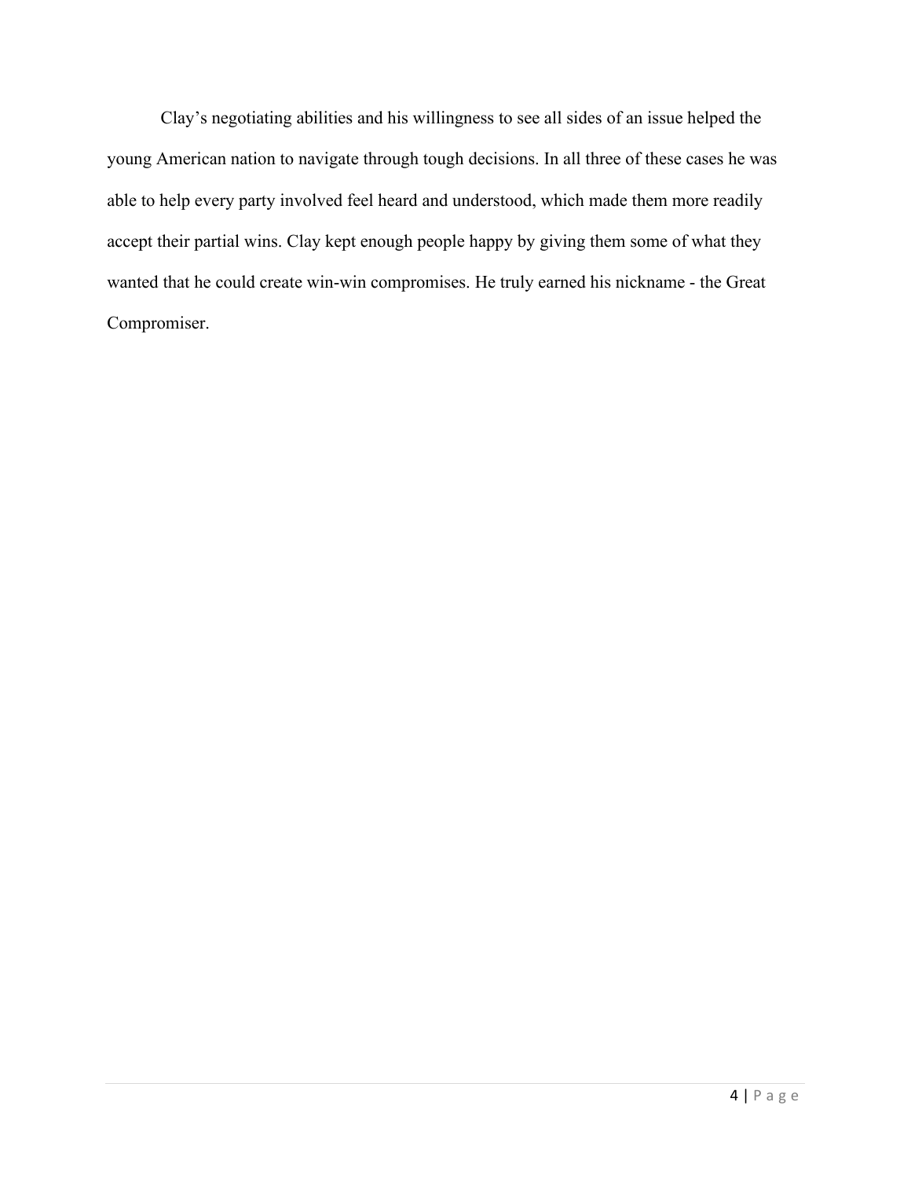Clay's negotiating abilities and his willingness to see all sides of an issue helped the young American nation to navigate through tough decisions. In all three of these cases he was able to help every party involved feel heard and understood, which made them more readily accept their partial wins. Clay kept enough people happy by giving them some of what they wanted that he could create win-win compromises. He truly earned his nickname - the Great Compromiser.